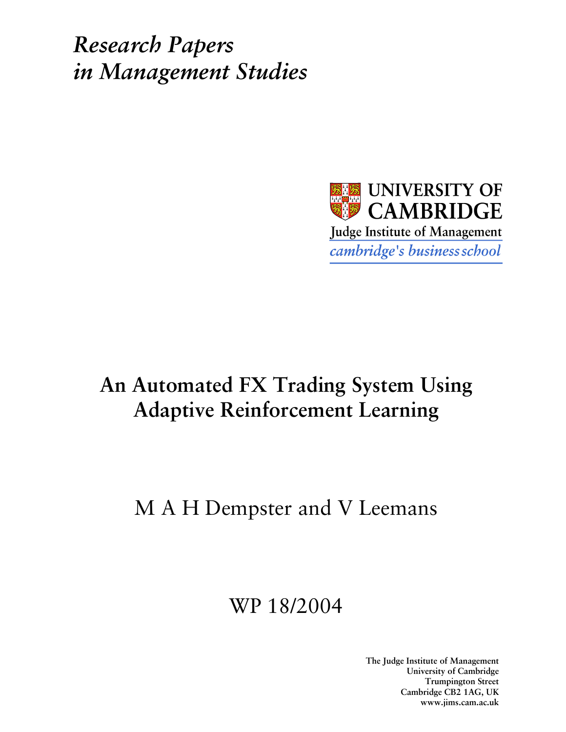*Research Papers*
*in Management Studies*

UNIVERSITY OF
CAMBRIDGE
Judge Institute of Management
*cambridge's business school*

# An Automated FX Trading System Using Adaptive Reinforcement Learning

M A H Dempster and V Leemans

WP 18/2004

**The Judge Institute of Management**
**University of Cambridge**
**Trumpington Street**
**Cambridge CB2 1AG, UK**
**www.jims.cam.ac.uk**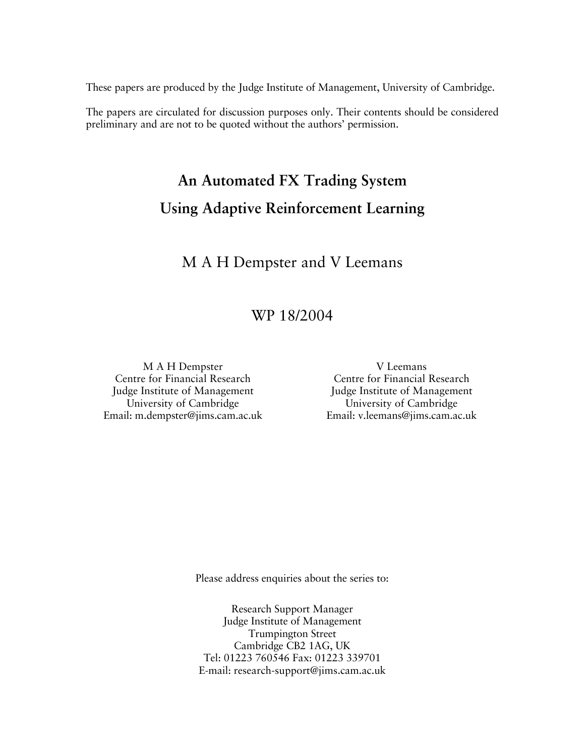These papers are produced by the Judge Institute of Management, University of Cambridge.

The papers are circulated for discussion purposes only. Their contents should be considered preliminary and are not to be quoted without the authors' permission.

# An Automated FX Trading System Using Adaptive Reinforcement Learning

## M A H Dempster and V Leemans

## WP 18/2004

M A H Dempster
Centre for Financial Research
Judge Institute of Management
University of Cambridge
Email: m.dempster@jims.cam.ac.uk

V Leemans
Centre for Financial Research
Judge Institute of Management
University of Cambridge
Email: v.leemans@jims.cam.ac.uk

Please address enquiries about the series to:

Research Support Manager
Judge Institute of Management
Trumpington Street
Cambridge CB2 1AG, UK
Tel: 01223 760546 Fax: 01223 339701
E-mail: research-support@jims.cam.ac.uk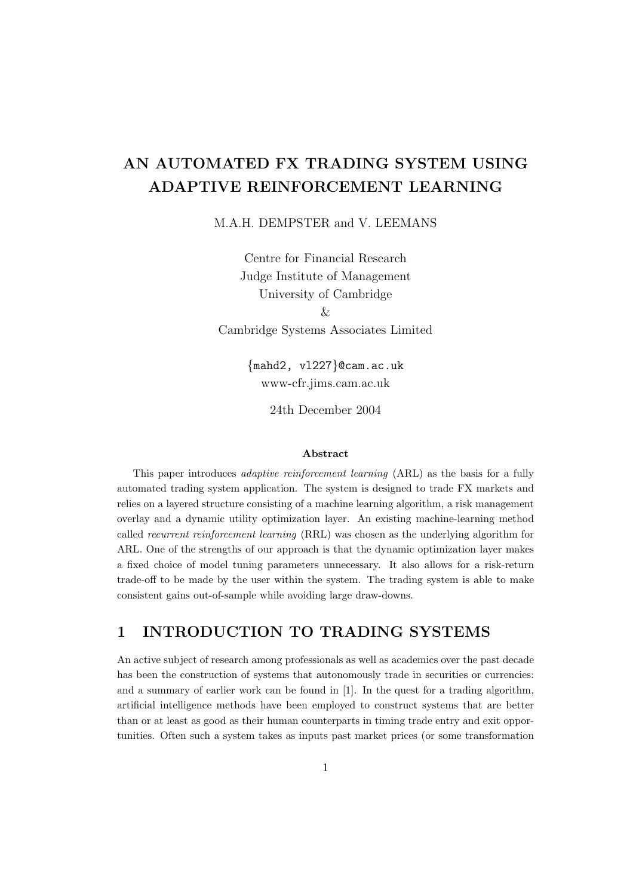# AN AUTOMATED FX TRADING SYSTEM USING ADAPTIVE REINFORCEMENT LEARNING

M.A.H. DEMPSTER and V. LEEMANS

Centre for Financial Research
Judge Institute of Management
University of Cambridge
&
Cambridge Systems Associates Limited

{mahd2, vl227}@cam.ac.uk
www-cfr.jims.cam.ac.uk

24th December 2004

**Abstract**

This paper introduces *adaptive reinforcement learning* (ARL) as the basis for a fully automated trading system application. The system is designed to trade FX markets and relies on a layered structure consisting of a machine learning algorithm, a risk management overlay and a dynamic utility optimization layer. An existing machine-learning method called *recurrent reinforcement learning* (RRL) was chosen as the underlying algorithm for ARL. One of the strengths of our approach is that the dynamic optimization layer makes a fixed choice of model tuning parameters unnecessary. It also allows for a risk-return trade-off to be made by the user within the system. The trading system is able to make consistent gains out-of-sample while avoiding large draw-downs.

## 1 INTRODUCTION TO TRADING SYSTEMS

An active subject of research among professionals as well as academics over the past decade has been the construction of systems that autonomously trade in securities or currencies: and a summary of earlier work can be found in [1]. In the quest for a trading algorithm, artificial intelligence methods have been employed to construct systems that are better than or at least as good as their human counterparts in timing trade entry and exit opportunities. Often such a system takes as inputs past market prices (or some transformation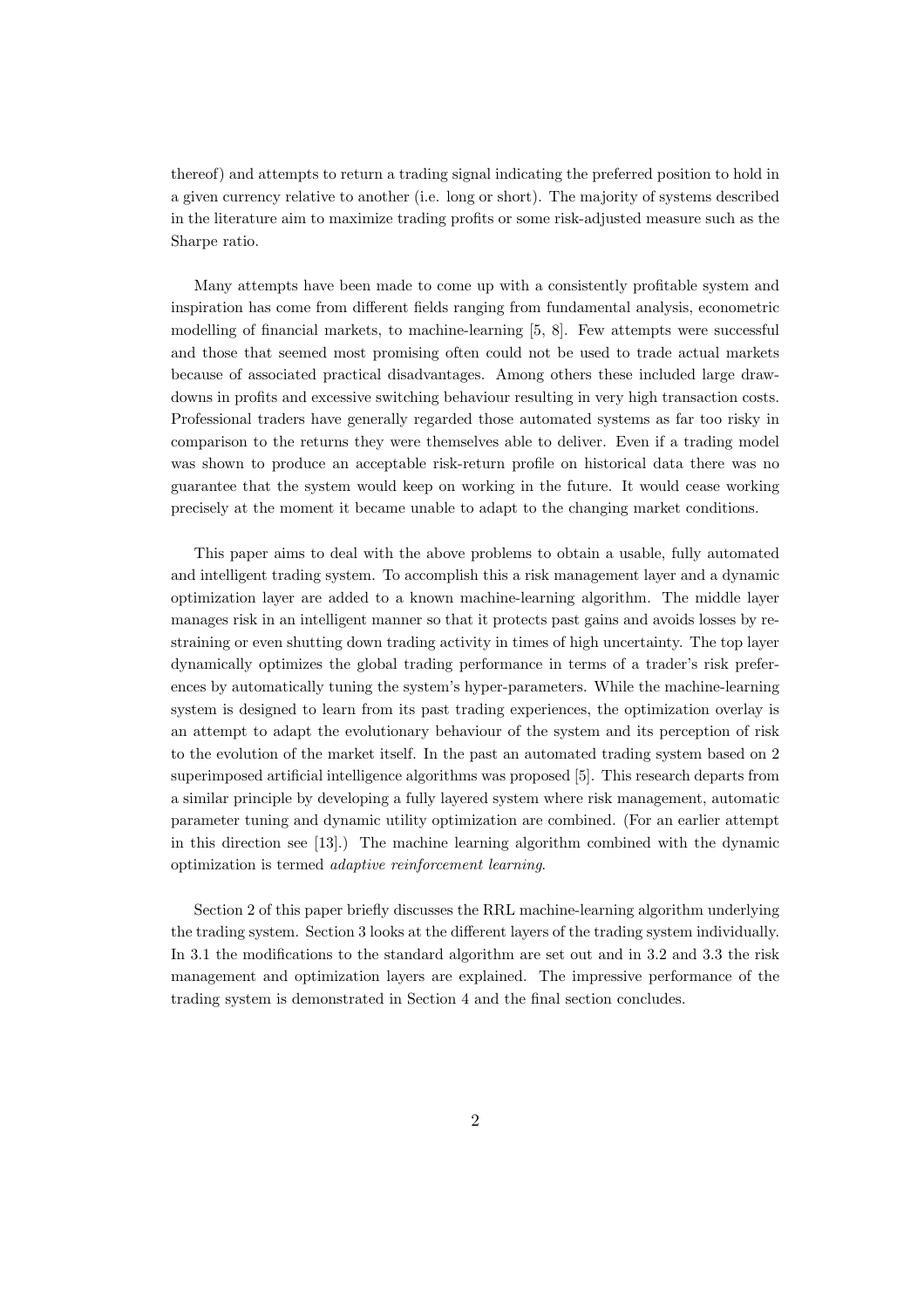thereof) and attempts to return a trading signal indicating the preferred position to hold in a given currency relative to another (i.e. long or short). The majority of systems described in the literature aim to maximize trading profits or some risk-adjusted measure such as the Sharpe ratio.

Many attempts have been made to come up with a consistently profitable system and inspiration has come from different fields ranging from fundamental analysis, econometric modelling of financial markets, to machine-learning [5, 8]. Few attempts were successful and those that seemed most promising often could not be used to trade actual markets because of associated practical disadvantages. Among others these included large draw-downs in profits and excessive switching behaviour resulting in very high transaction costs. Professional traders have generally regarded those automated systems as far too risky in comparison to the returns they were themselves able to deliver. Even if a trading model was shown to produce an acceptable risk-return profile on historical data there was no guarantee that the system would keep on working in the future. It would cease working precisely at the moment it became unable to adapt to the changing market conditions.

This paper aims to deal with the above problems to obtain a usable, fully automated and intelligent trading system. To accomplish this a risk management layer and a dynamic optimization layer are added to a known machine-learning algorithm. The middle layer manages risk in an intelligent manner so that it protects past gains and avoids losses by restraining or even shutting down trading activity in times of high uncertainty. The top layer dynamically optimizes the global trading performance in terms of a trader's risk preferences by automatically tuning the system's hyper-parameters. While the machine-learning system is designed to learn from its past trading experiences, the optimization overlay is an attempt to adapt the evolutionary behaviour of the system and its perception of risk to the evolution of the market itself. In the past an automated trading system based on 2 superimposed artificial intelligence algorithms was proposed [5]. This research departs from a similar principle by developing a fully layered system where risk management, automatic parameter tuning and dynamic utility optimization are combined. (For an earlier attempt in this direction see [13].) The machine learning algorithm combined with the dynamic optimization is termed *adaptive reinforcement learning*.

Section 2 of this paper briefly discusses the RRL machine-learning algorithm underlying the trading system. Section 3 looks at the different layers of the trading system individually. In 3.1 the modifications to the standard algorithm are set out and in 3.2 and 3.3 the risk management and optimization layers are explained. The impressive performance of the trading system is demonstrated in Section 4 and the final section concludes.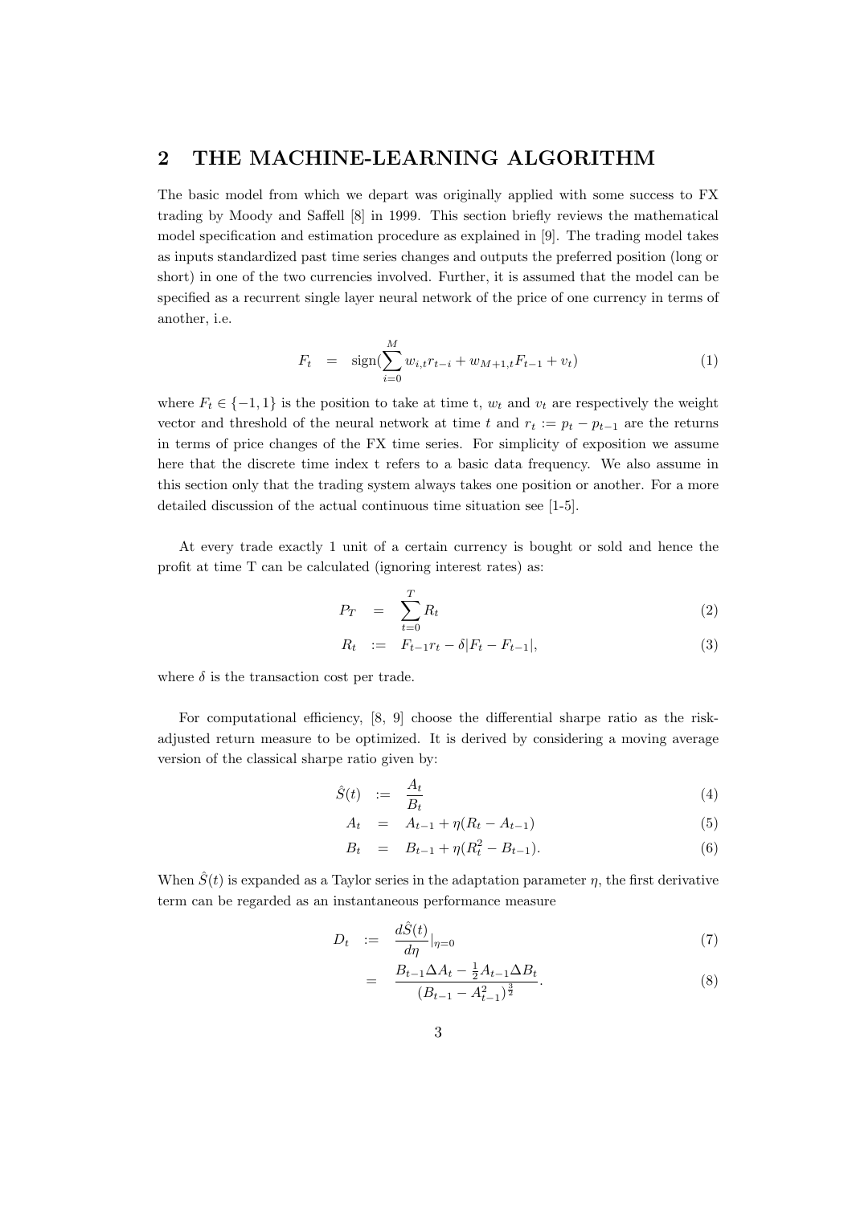## 2 THE MACHINE-LEARNING ALGORITHM

The basic model from which we depart was originally applied with some success to FX trading by Moody and Saffell [8] in 1999. This section briefly reviews the mathematical model specification and estimation procedure as explained in [9]. The trading model takes as inputs standardized past time series changes and outputs the preferred position (long or short) in one of the two currencies involved. Further, it is assumed that the model can be specified as a recurrent single layer neural network of the price of one currency in terms of another, i.e.

$$F_t = \text{sign}\left(\sum_{i=0}^{M} w_{i,t} r_{t-i} + w_{M+1,t} F_{t-1} + v_t\right) \tag{1}$$

where $F_t \in \{-1, 1\}$ is the position to take at time t, $w_t$ and $v_t$ are respectively the weight vector and threshold of the neural network at time $t$ and $r_t := p_t - p_{t-1}$ are the returns in terms of price changes of the FX time series. For simplicity of exposition we assume here that the discrete time index t refers to a basic data frequency. We also assume in this section only that the trading system always takes one position or another. For a more detailed discussion of the actual continuous time situation see [1-5].

At every trade exactly 1 unit of a certain currency is bought or sold and hence the profit at time T can be calculated (ignoring interest rates) as:

$$P_T = \sum_{t=0}^{T} R_t \tag{2}$$

$$R_t := F_{t-1} r_t - \delta |F_t - F_{t-1}|, \tag{3}$$

where $\delta$ is the transaction cost per trade.

For computational efficiency, [8, 9] choose the differential sharpe ratio as the risk-adjusted return measure to be optimized. It is derived by considering a moving average version of the classical sharpe ratio given by:

$$\hat{S}(t) := \frac{A_t}{B_t} \tag{4}$$

$$A_t = A_{t-1} + \eta(R_t - A_{t-1}) \tag{5}$$

$$B_t = B_{t-1} + \eta(R_t^2 - B_{t-1}). \tag{6}$$

When $\hat{S}(t)$ is expanded as a Taylor series in the adaptation parameter $\eta$, the first derivative term can be regarded as an instantaneous performance measure

$$D_t := \frac{d\hat{S}(t)}{d\eta}\Big|_{\eta=0} \tag{7}$$

$$= \frac{B_{t-1}\Delta A_t - \frac{1}{2} A_{t-1} \Delta B_t}{(B_{t-1} - A_{t-1}^2)^{\frac{3}{2}}}. \tag{8}$$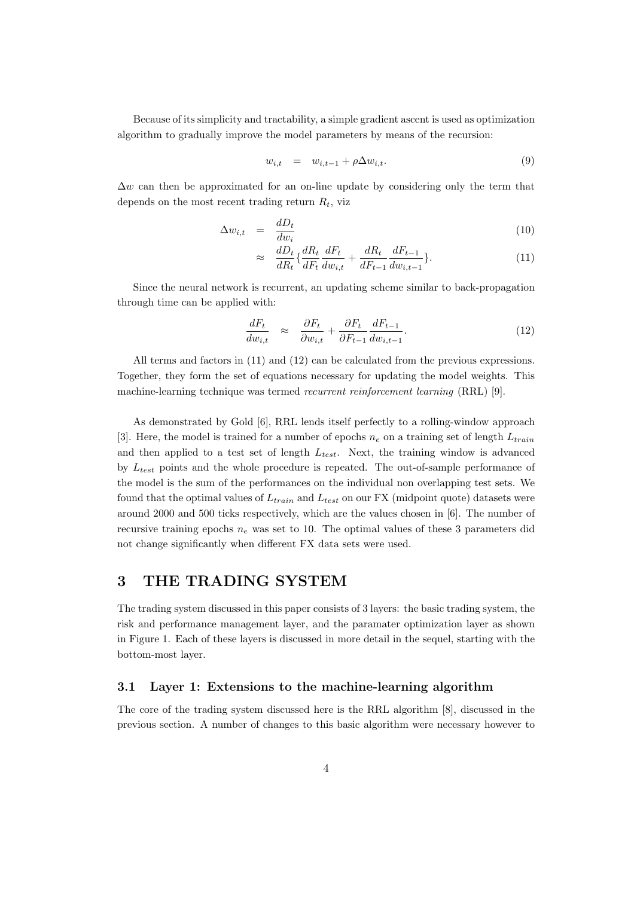Because of its simplicity and tractability, a simple gradient ascent is used as optimization algorithm to gradually improve the model parameters by means of the recursion:

$$w_{i,t} \quad = \quad w_{i,t-1} + \rho \Delta w_{i,t}. \tag{9}$$

$\Delta w$ can then be approximated for an on-line update by considering only the term that depends on the most recent trading return $R_t$, viz

$$\begin{aligned} \Delta w_{i,t} &= \frac{dD_t}{dw_i} & (10) \\ &\approx \frac{dD_t}{dR_t}\left\{\frac{dR_t}{dF_t}\frac{dF_t}{dw_{i,t}} + \frac{dR_t}{dF_{t-1}}\frac{dF_{t-1}}{dw_{i,t-1}}\right\}. & (11) \end{aligned}$$

Since the neural network is recurrent, an updating scheme similar to back-propagation through time can be applied with:

$$\frac{dF_t}{dw_{i,t}} \quad \approx \quad \frac{\partial F_t}{\partial w_{i,t}} + \frac{\partial F_t}{\partial F_{t-1}}\frac{dF_{t-1}}{dw_{i,t-1}}. \tag{12}$$

All terms and factors in (11) and (12) can be calculated from the previous expressions. Together, they form the set of equations necessary for updating the model weights. This machine-learning technique was termed *recurrent reinforcement learning* (RRL) [9].

As demonstrated by Gold [6], RRL lends itself perfectly to a rolling-window approach [3]. Here, the model is trained for a number of epochs $n_e$ on a training set of length $L_{train}$ and then applied to a test set of length $L_{test}$. Next, the training window is advanced by $L_{test}$ points and the whole procedure is repeated. The out-of-sample performance of the model is the sum of the performances on the individual non overlapping test sets. We found that the optimal values of $L_{train}$ and $L_{test}$ on our FX (midpoint quote) datasets were around 2000 and 500 ticks respectively, which are the values chosen in [6]. The number of recursive training epochs $n_e$ was set to 10. The optimal values of these 3 parameters did not change significantly when different FX data sets were used.

# 3 THE TRADING SYSTEM

The trading system discussed in this paper consists of 3 layers: the basic trading system, the risk and performance management layer, and the paramater optimization layer as shown in Figure 1. Each of these layers is discussed in more detail in the sequel, starting with the bottom-most layer.

## 3.1 Layer 1: Extensions to the machine-learning algorithm

The core of the trading system discussed here is the RRL algorithm [8], discussed in the previous section. A number of changes to this basic algorithm were necessary however to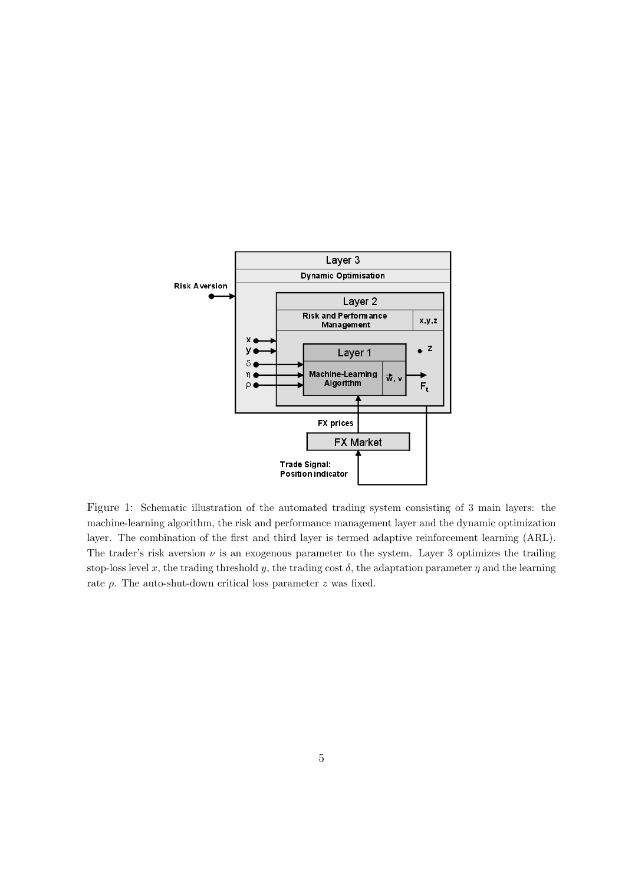Figure 1: Schematic illustration of the automated trading system consisting of 3 main layers: the machine-learning algorithm, the risk and performance management layer and the dynamic optimization layer. The combination of the first and third layer is termed adaptive reinforcement learning (ARL). The trader's risk aversion $\nu$ is an exogenous parameter to the system. Layer 3 optimizes the trailing stop-loss level $x$, the trading threshold $y$, the trading cost $\delta$, the adaptation parameter $\eta$ and the learning rate $\rho$. The auto-shut-down critical loss parameter $z$ was fixed.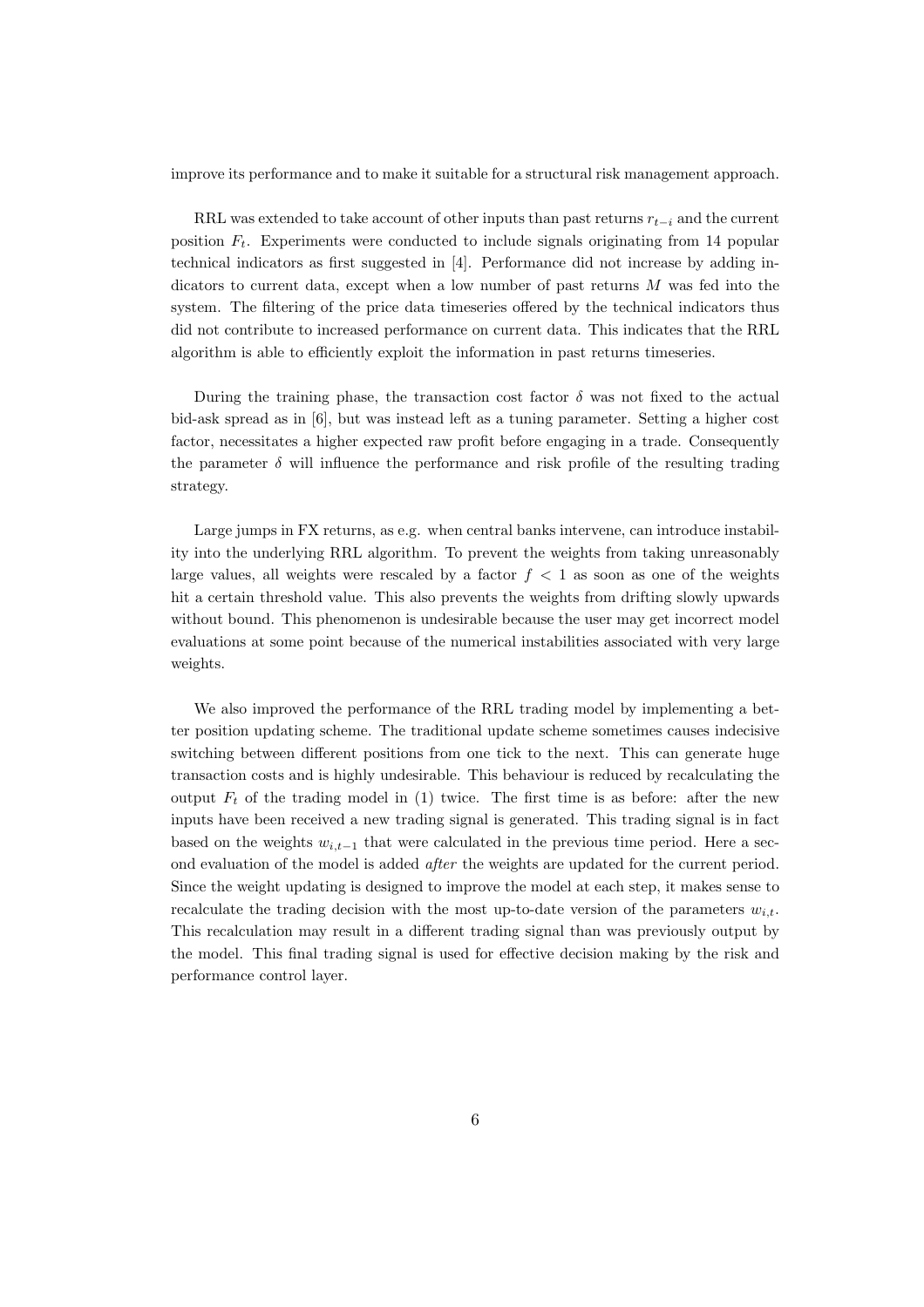improve its performance and to make it suitable for a structural risk management approach.

RRL was extended to take account of other inputs than past returns $r_{t-i}$ and the current position $F_t$. Experiments were conducted to include signals originating from 14 popular technical indicators as first suggested in [4]. Performance did not increase by adding indicators to current data, except when a low number of past returns $M$ was fed into the system. The filtering of the price data timeseries offered by the technical indicators thus did not contribute to increased performance on current data. This indicates that the RRL algorithm is able to efficiently exploit the information in past returns timeseries.

During the training phase, the transaction cost factor $\delta$ was not fixed to the actual bid-ask spread as in [6], but was instead left as a tuning parameter. Setting a higher cost factor, necessitates a higher expected raw profit before engaging in a trade. Consequently the parameter $\delta$ will influence the performance and risk profile of the resulting trading strategy.

Large jumps in FX returns, as e.g. when central banks intervene, can introduce instability into the underlying RRL algorithm. To prevent the weights from taking unreasonably large values, all weights were rescaled by a factor $f < 1$ as soon as one of the weights hit a certain threshold value. This also prevents the weights from drifting slowly upwards without bound. This phenomenon is undesirable because the user may get incorrect model evaluations at some point because of the numerical instabilities associated with very large weights.

We also improved the performance of the RRL trading model by implementing a better position updating scheme. The traditional update scheme sometimes causes indecisive switching between different positions from one tick to the next. This can generate huge transaction costs and is highly undesirable. This behaviour is reduced by recalculating the output $F_t$ of the trading model in (1) twice. The first time is as before: after the new inputs have been received a new trading signal is generated. This trading signal is in fact based on the weights $w_{i,t-1}$ that were calculated in the previous time period. Here a second evaluation of the model is added *after* the weights are updated for the current period. Since the weight updating is designed to improve the model at each step, it makes sense to recalculate the trading decision with the most up-to-date version of the parameters $w_{i,t}$. This recalculation may result in a different trading signal than was previously output by the model. This final trading signal is used for effective decision making by the risk and performance control layer.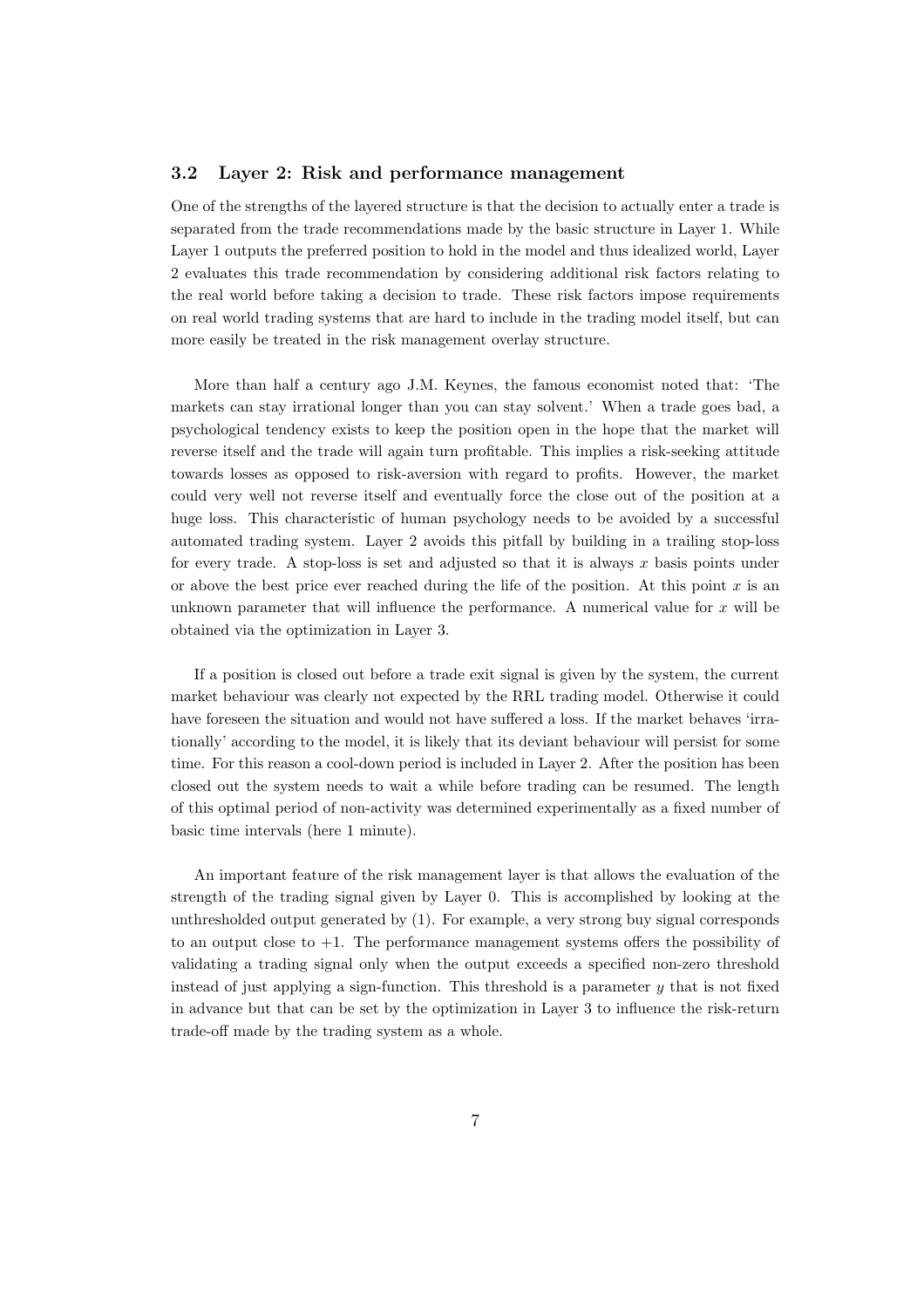### 3.2 Layer 2: Risk and performance management

One of the strengths of the layered structure is that the decision to actually enter a trade is separated from the trade recommendations made by the basic structure in Layer 1. While Layer 1 outputs the preferred position to hold in the model and thus idealized world, Layer 2 evaluates this trade recommendation by considering additional risk factors relating to the real world before taking a decision to trade. These risk factors impose requirements on real world trading systems that are hard to include in the trading model itself, but can more easily be treated in the risk management overlay structure.

More than half a century ago J.M. Keynes, the famous economist noted that: 'The markets can stay irrational longer than you can stay solvent.' When a trade goes bad, a psychological tendency exists to keep the position open in the hope that the market will reverse itself and the trade will again turn profitable. This implies a risk-seeking attitude towards losses as opposed to risk-aversion with regard to profits. However, the market could very well not reverse itself and eventually force the close out of the position at a huge loss. This characteristic of human psychology needs to be avoided by a successful automated trading system. Layer 2 avoids this pitfall by building in a trailing stop-loss for every trade. A stop-loss is set and adjusted so that it is always $x$ basis points under or above the best price ever reached during the life of the position. At this point $x$ is an unknown parameter that will influence the performance. A numerical value for $x$ will be obtained via the optimization in Layer 3.

If a position is closed out before a trade exit signal is given by the system, the current market behaviour was clearly not expected by the RRL trading model. Otherwise it could have foreseen the situation and would not have suffered a loss. If the market behaves 'irrationally' according to the model, it is likely that its deviant behaviour will persist for some time. For this reason a cool-down period is included in Layer 2. After the position has been closed out the system needs to wait a while before trading can be resumed. The length of this optimal period of non-activity was determined experimentally as a fixed number of basic time intervals (here 1 minute).

An important feature of the risk management layer is that allows the evaluation of the strength of the trading signal given by Layer 0. This is accomplished by looking at the unthresholded output generated by (1). For example, a very strong buy signal corresponds to an output close to $+1$. The performance management systems offers the possibility of validating a trading signal only when the output exceeds a specified non-zero threshold instead of just applying a sign-function. This threshold is a parameter $y$ that is not fixed in advance but that can be set by the optimization in Layer 3 to influence the risk-return trade-off made by the trading system as a whole.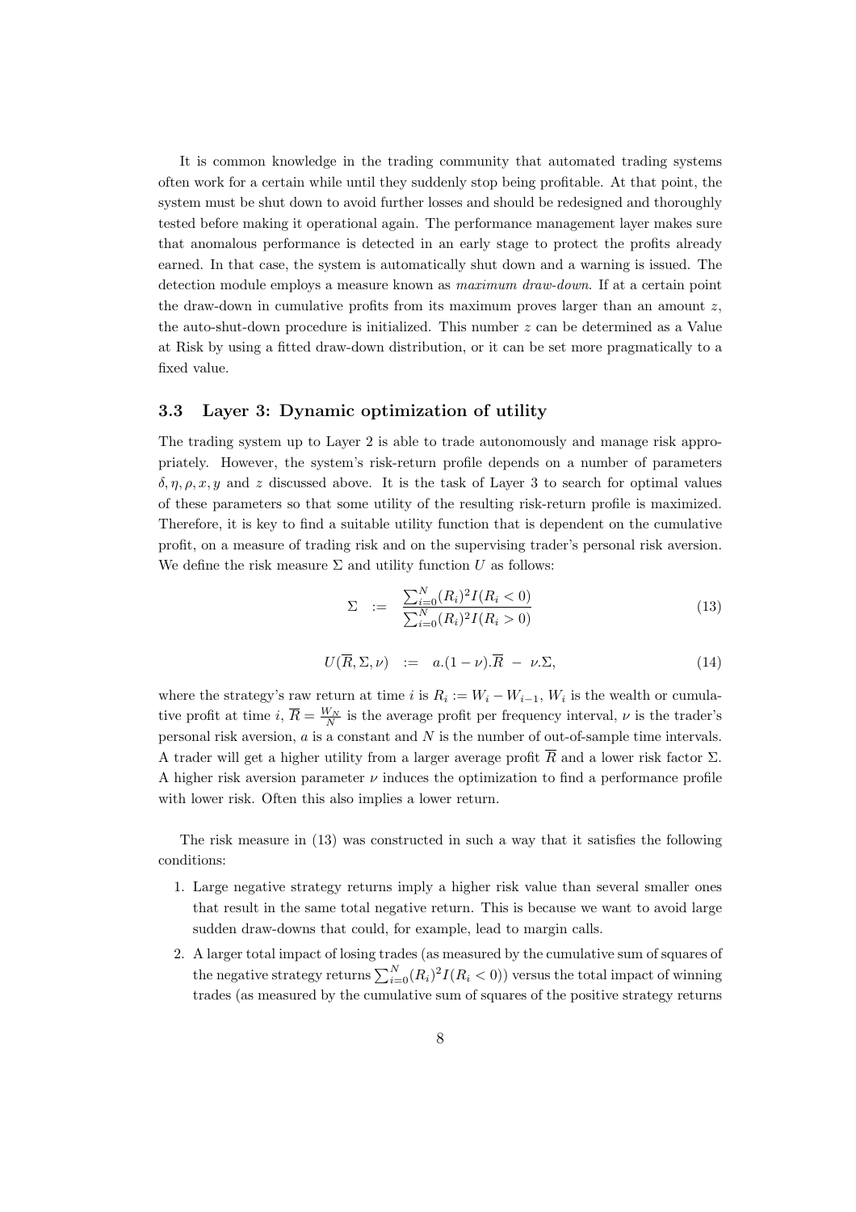It is common knowledge in the trading community that automated trading systems often work for a certain while until they suddenly stop being profitable. At that point, the system must be shut down to avoid further losses and should be redesigned and thoroughly tested before making it operational again. The performance management layer makes sure that anomalous performance is detected in an early stage to protect the profits already earned. In that case, the system is automatically shut down and a warning is issued. The detection module employs a measure known as *maximum draw-down*. If at a certain point the draw-down in cumulative profits from its maximum proves larger than an amount $z$, the auto-shut-down procedure is initialized. This number $z$ can be determined as a Value at Risk by using a fitted draw-down distribution, or it can be set more pragmatically to a fixed value.

### 3.3 Layer 3: Dynamic optimization of utility

The trading system up to Layer 2 is able to trade autonomously and manage risk appropriately. However, the system's risk-return profile depends on a number of parameters $\delta, \eta, \rho, x, y$ and $z$ discussed above. It is the task of Layer 3 to search for optimal values of these parameters so that some utility of the resulting risk-return profile is maximized. Therefore, it is key to find a suitable utility function that is dependent on the cumulative profit, on a measure of trading risk and on the supervising trader's personal risk aversion. We define the risk measure $\Sigma$ and utility function $U$ as follows:

$$\Sigma \quad := \quad \frac{\sum_{i=0}^{N}(R_i)^2 I(R_i < 0)}{\sum_{i=0}^{N}(R_i)^2 I(R_i > 0)} \tag{13}$$

$$U(\overline{R}, \Sigma, \nu) \quad := \quad a.(1-\nu).\overline{R} \; - \; \nu.\Sigma, \tag{14}$$

where the strategy's raw return at time $i$ is $R_i := W_i - W_{i-1}$, $W_i$ is the wealth or cumulative profit at time $i$, $\overline{R} = \frac{W_N}{N}$ is the average profit per frequency interval, $\nu$ is the trader's personal risk aversion, $a$ is a constant and $N$ is the number of out-of-sample time intervals. A trader will get a higher utility from a larger average profit $\overline{R}$ and a lower risk factor $\Sigma$. A higher risk aversion parameter $\nu$ induces the optimization to find a performance profile with lower risk. Often this also implies a lower return.

The risk measure in (13) was constructed in such a way that it satisfies the following conditions:

1. Large negative strategy returns imply a higher risk value than several smaller ones that result in the same total negative return. This is because we want to avoid large sudden draw-downs that could, for example, lead to margin calls.
2. A larger total impact of losing trades (as measured by the cumulative sum of squares of the negative strategy returns $\sum_{i=0}^{N}(R_i)^2 I(R_i < 0)$) versus the total impact of winning trades (as measured by the cumulative sum of squares of the positive strategy returns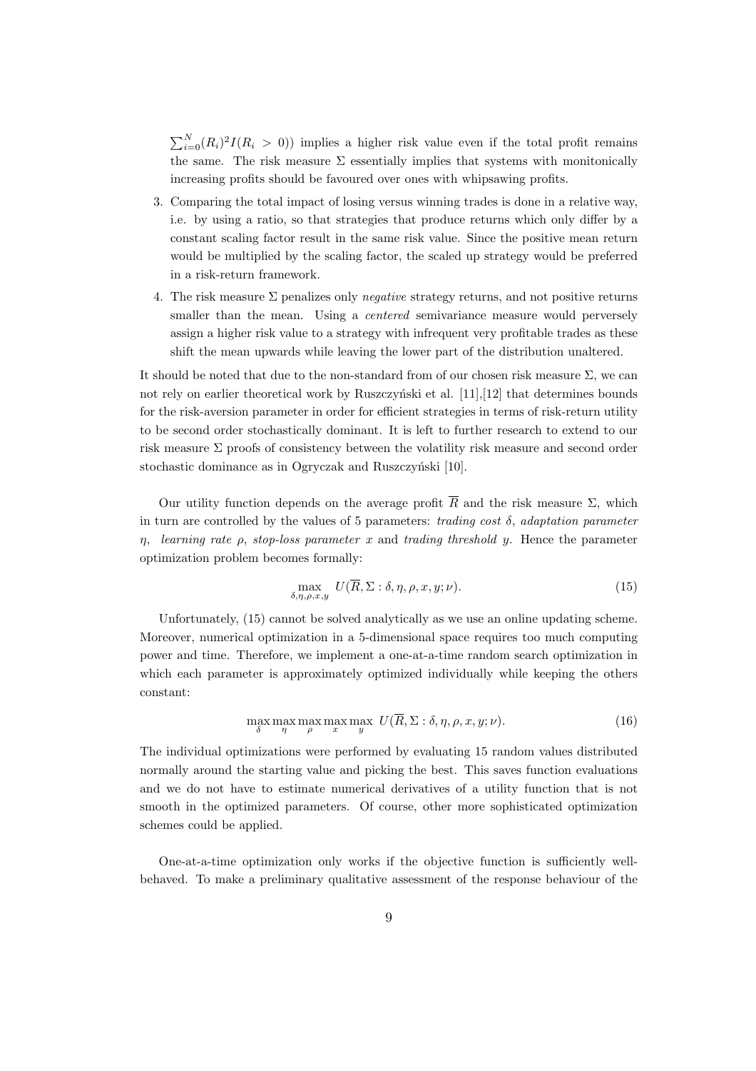$\sum_{i=0}^{N}(R_i)^2 I(R_i > 0))$ implies a higher risk value even if the total profit remains the same. The risk measure $\Sigma$ essentially implies that systems with monitonically increasing profits should be favoured over ones with whipsawing profits.

3. Comparing the total impact of losing versus winning trades is done in a relative way, i.e. by using a ratio, so that strategies that produce returns which only differ by a constant scaling factor result in the same risk value. Since the positive mean return would be multiplied by the scaling factor, the scaled up strategy would be preferred in a risk-return framework.

4. The risk measure $\Sigma$ penalizes only *negative* strategy returns, and not positive returns smaller than the mean. Using a *centered* semivariance measure would perversely assign a higher risk value to a strategy with infrequent very profitable trades as these shift the mean upwards while leaving the lower part of the distribution unaltered.

It should be noted that due to the non-standard from of our chosen risk measure $\Sigma$, we can not rely on earlier theoretical work by Ruszczyński et al. [11],[12] that determines bounds for the risk-aversion parameter in order for efficient strategies in terms of risk-return utility to be second order stochastically dominant. It is left to further research to extend to our risk measure $\Sigma$ proofs of consistency between the volatility risk measure and second order stochastic dominance as in Ogryczak and Ruszczyński [10].

Our utility function depends on the average profit $\overline{R}$ and the risk measure $\Sigma$, which in turn are controlled by the values of 5 parameters: *trading cost* $\delta$, *adaptation parameter* $\eta$, *learning rate* $\rho$, *stop-loss parameter* $x$ and *trading threshold* $y$. Hence the parameter optimization problem becomes formally:

$$\max_{\delta,\eta,\rho,x,y} \; U(\overline{R}, \Sigma : \delta, \eta, \rho, x, y; \nu). \tag{15}$$

Unfortunately, (15) cannot be solved analytically as we use an online updating scheme. Moreover, numerical optimization in a 5-dimensional space requires too much computing power and time. Therefore, we implement a one-at-a-time random search optimization in which each parameter is approximately optimized individually while keeping the others constant:

$$\max_{\delta}\max_{\eta}\max_{\rho}\max_{x}\max_{y} \; U(\overline{R}, \Sigma : \delta, \eta, \rho, x, y; \nu). \tag{16}$$

The individual optimizations were performed by evaluating 15 random values distributed normally around the starting value and picking the best. This saves function evaluations and we do not have to estimate numerical derivatives of a utility function that is not smooth in the optimized parameters. Of course, other more sophisticated optimization schemes could be applied.

One-at-a-time optimization only works if the objective function is sufficiently well-behaved. To make a preliminary qualitative assessment of the response behaviour of the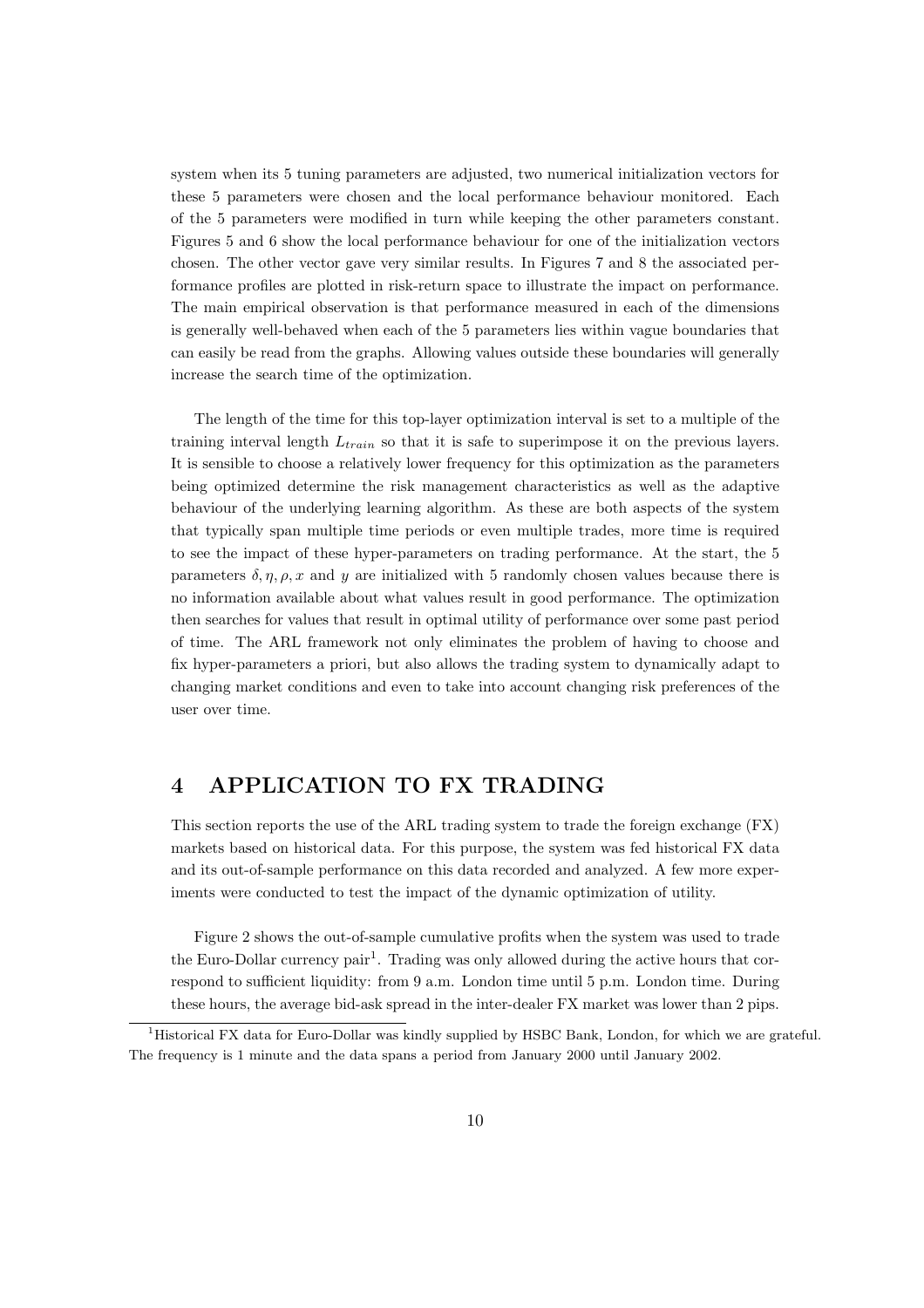system when its 5 tuning parameters are adjusted, two numerical initialization vectors for these 5 parameters were chosen and the local performance behaviour monitored. Each of the 5 parameters were modified in turn while keeping the other parameters constant. Figures 5 and 6 show the local performance behaviour for one of the initialization vectors chosen. The other vector gave very similar results. In Figures 7 and 8 the associated performance profiles are plotted in risk-return space to illustrate the impact on performance. The main empirical observation is that performance measured in each of the dimensions is generally well-behaved when each of the 5 parameters lies within vague boundaries that can easily be read from the graphs. Allowing values outside these boundaries will generally increase the search time of the optimization.

The length of the time for this top-layer optimization interval is set to a multiple of the training interval length $L_{train}$ so that it is safe to superimpose it on the previous layers. It is sensible to choose a relatively lower frequency for this optimization as the parameters being optimized determine the risk management characteristics as well as the adaptive behaviour of the underlying learning algorithm. As these are both aspects of the system that typically span multiple time periods or even multiple trades, more time is required to see the impact of these hyper-parameters on trading performance. At the start, the 5 parameters $\delta, \eta, \rho, x$ and $y$ are initialized with 5 randomly chosen values because there is no information available about what values result in good performance. The optimization then searches for values that result in optimal utility of performance over some past period of time. The ARL framework not only eliminates the problem of having to choose and fix hyper-parameters a priori, but also allows the trading system to dynamically adapt to changing market conditions and even to take into account changing risk preferences of the user over time.

## 4 APPLICATION TO FX TRADING

This section reports the use of the ARL trading system to trade the foreign exchange (FX) markets based on historical data. For this purpose, the system was fed historical FX data and its out-of-sample performance on this data recorded and analyzed. A few more experiments were conducted to test the impact of the dynamic optimization of utility.

Figure 2 shows the out-of-sample cumulative profits when the system was used to trade the Euro-Dollar currency pair[1]. Trading was only allowed during the active hours that correspond to sufficient liquidity: from 9 a.m. London time until 5 p.m. London time. During these hours, the average bid-ask spread in the inter-dealer FX market was lower than 2 pips.

[1] Historical FX data for Euro-Dollar was kindly supplied by HSBC Bank, London, for which we are grateful. The frequency is 1 minute and the data spans a period from January 2000 until January 2002.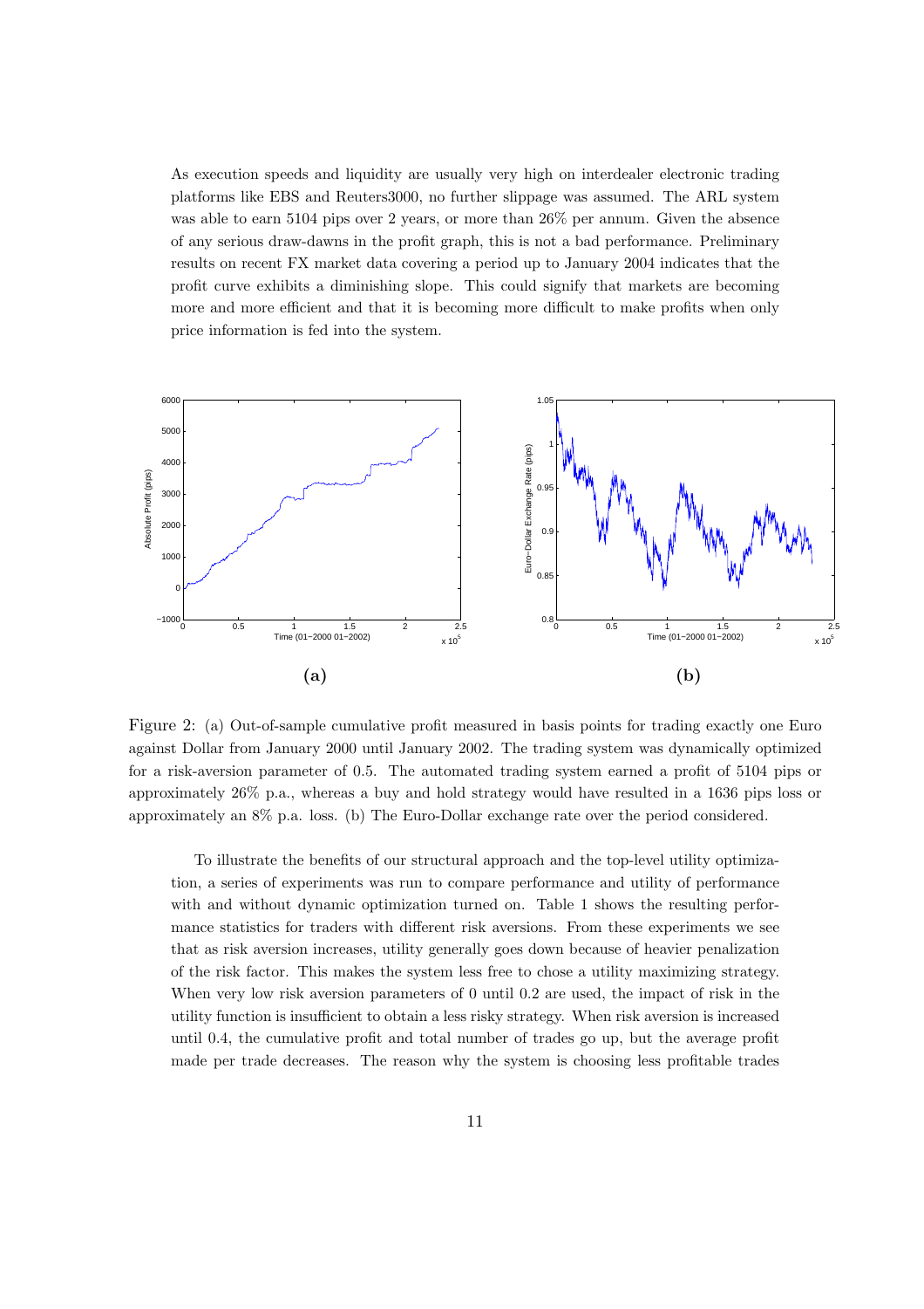As execution speeds and liquidity are usually very high on interdealer electronic trading platforms like EBS and Reuters3000, no further slippage was assumed. The ARL system was able to earn 5104 pips over 2 years, or more than 26% per annum. Given the absence of any serious draw-dawns in the profit graph, this is not a bad performance. Preliminary results on recent FX market data covering a period up to January 2004 indicates that the profit curve exhibits a diminishing slope. This could signify that markets are becoming more and more efficient and that it is becoming more difficult to make profits when only price information is fed into the system.

Figure 2: (a) Out-of-sample cumulative profit measured in basis points for trading exactly one Euro against Dollar from January 2000 until January 2002. The trading system was dynamically optimized for a risk-aversion parameter of 0.5. The automated trading system earned a profit of 5104 pips or approximately 26% p.a., whereas a buy and hold strategy would have resulted in a 1636 pips loss or approximately an 8% p.a. loss. (b) The Euro-Dollar exchange rate over the period considered.

To illustrate the benefits of our structural approach and the top-level utility optimization, a series of experiments was run to compare performance and utility of performance with and without dynamic optimization turned on. Table 1 shows the resulting performance statistics for traders with different risk aversions. From these experiments we see that as risk aversion increases, utility generally goes down because of heavier penalization of the risk factor. This makes the system less free to chose a utility maximizing strategy. When very low risk aversion parameters of 0 until 0.2 are used, the impact of risk in the utility function is insufficient to obtain a less risky strategy. When risk aversion is increased until 0.4, the cumulative profit and total number of trades go up, but the average profit made per trade decreases. The reason why the system is choosing less profitable trades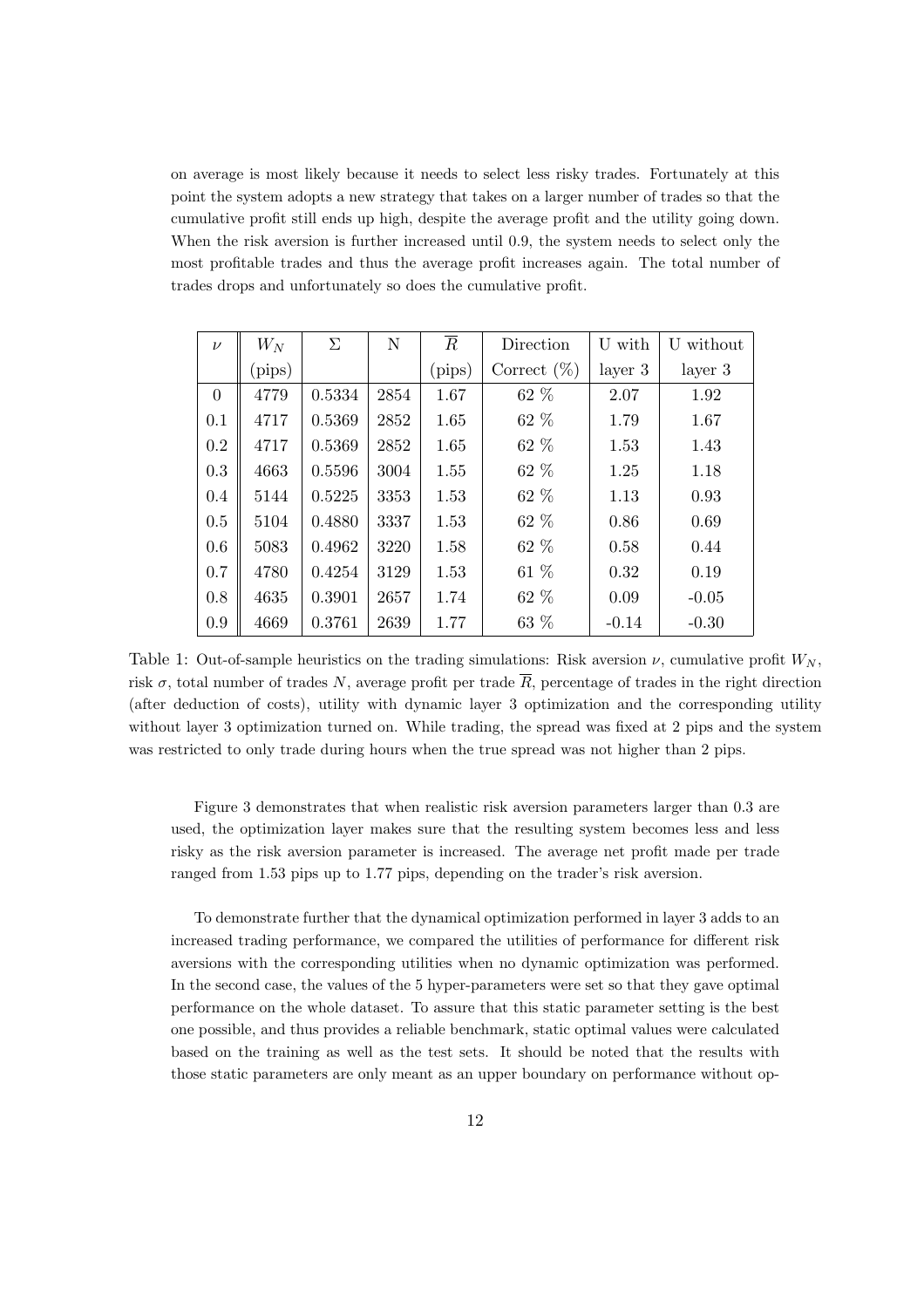on average is most likely because it needs to select less risky trades. Fortunately at this point the system adopts a new strategy that takes on a larger number of trades so that the cumulative profit still ends up high, despite the average profit and the utility going down. When the risk aversion is further increased until 0.9, the system needs to select only the most profitable trades and thus the average profit increases again. The total number of trades drops and unfortunately so does the cumulative profit.

| $\nu$ | $W_N$ (pips) | $\Sigma$ | N | $\overline{R}$ (pips) | Direction Correct (%) | U with layer 3 | U without layer 3 |
|---|---|---|---|---|---|---|---|
| 0 | 4779 | 0.5334 | 2854 | 1.67 | 62 % | 2.07 | 1.92 |
| 0.1 | 4717 | 0.5369 | 2852 | 1.65 | 62 % | 1.79 | 1.67 |
| 0.2 | 4717 | 0.5369 | 2852 | 1.65 | 62 % | 1.53 | 1.43 |
| 0.3 | 4663 | 0.5596 | 3004 | 1.55 | 62 % | 1.25 | 1.18 |
| 0.4 | 5144 | 0.5225 | 3353 | 1.53 | 62 % | 1.13 | 0.93 |
| 0.5 | 5104 | 0.4880 | 3337 | 1.53 | 62 % | 0.86 | 0.69 |
| 0.6 | 5083 | 0.4962 | 3220 | 1.58 | 62 % | 0.58 | 0.44 |
| 0.7 | 4780 | 0.4254 | 3129 | 1.53 | 61 % | 0.32 | 0.19 |
| 0.8 | 4635 | 0.3901 | 2657 | 1.74 | 62 % | 0.09 | -0.05 |
| 0.9 | 4669 | 0.3761 | 2639 | 1.77 | 63 % | -0.14 | -0.30 |

Table 1: Out-of-sample heuristics on the trading simulations: Risk aversion $\nu$, cumulative profit $W_N$, risk $\sigma$, total number of trades $N$, average profit per trade $\overline{R}$, percentage of trades in the right direction (after deduction of costs), utility with dynamic layer 3 optimization and the corresponding utility without layer 3 optimization turned on. While trading, the spread was fixed at 2 pips and the system was restricted to only trade during hours when the true spread was not higher than 2 pips.

Figure 3 demonstrates that when realistic risk aversion parameters larger than 0.3 are used, the optimization layer makes sure that the resulting system becomes less and less risky as the risk aversion parameter is increased. The average net profit made per trade ranged from 1.53 pips up to 1.77 pips, depending on the trader's risk aversion.

To demonstrate further that the dynamical optimization performed in layer 3 adds to an increased trading performance, we compared the utilities of performance for different risk aversions with the corresponding utilities when no dynamic optimization was performed. In the second case, the values of the 5 hyper-parameters were set so that they gave optimal performance on the whole dataset. To assure that this static parameter setting is the best one possible, and thus provides a reliable benchmark, static optimal values were calculated based on the training as well as the test sets. It should be noted that the results with those static parameters are only meant as an upper boundary on performance without op-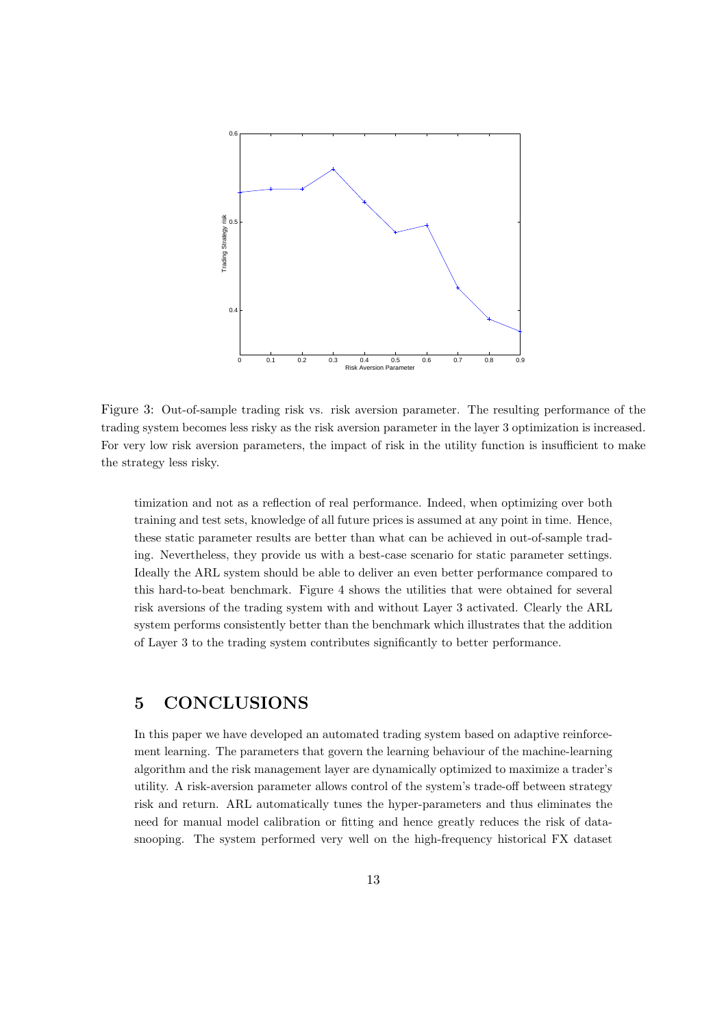Figure 3: Out-of-sample trading risk vs. risk aversion parameter. The resulting performance of the trading system becomes less risky as the risk aversion parameter in the layer 3 optimization is increased. For very low risk aversion parameters, the impact of risk in the utility function is insufficient to make the strategy less risky.

timization and not as a reflection of real performance. Indeed, when optimizing over both training and test sets, knowledge of all future prices is assumed at any point in time. Hence, these static parameter results are better than what can be achieved in out-of-sample trading. Nevertheless, they provide us with a best-case scenario for static parameter settings. Ideally the ARL system should be able to deliver an even better performance compared to this hard-to-beat benchmark. Figure 4 shows the utilities that were obtained for several risk aversions of the trading system with and without Layer 3 activated. Clearly the ARL system performs consistently better than the benchmark which illustrates that the addition of Layer 3 to the trading system contributes significantly to better performance.

# 5 CONCLUSIONS

In this paper we have developed an automated trading system based on adaptive reinforcement learning. The parameters that govern the learning behaviour of the machine-learning algorithm and the risk management layer are dynamically optimized to maximize a trader's utility. A risk-aversion parameter allows control of the system's trade-off between strategy risk and return. ARL automatically tunes the hyper-parameters and thus eliminates the need for manual model calibration or fitting and hence greatly reduces the risk of data-snooping. The system performed very well on the high-frequency historical FX dataset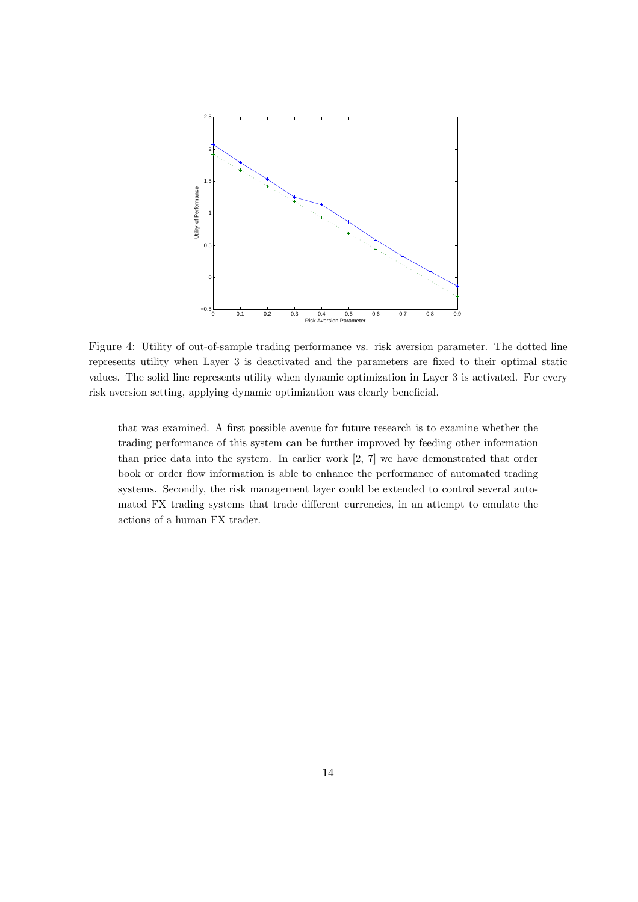Figure 4: Utility of out-of-sample trading performance vs. risk aversion parameter. The dotted line represents utility when Layer 3 is deactivated and the parameters are fixed to their optimal static values. The solid line represents utility when dynamic optimization in Layer 3 is activated. For every risk aversion setting, applying dynamic optimization was clearly beneficial.

that was examined. A first possible avenue for future research is to examine whether the trading performance of this system can be further improved by feeding other information than price data into the system. In earlier work [2, 7] we have demonstrated that order book or order flow information is able to enhance the performance of automated trading systems. Secondly, the risk management layer could be extended to control several automated FX trading systems that trade different currencies, in an attempt to emulate the actions of a human FX trader.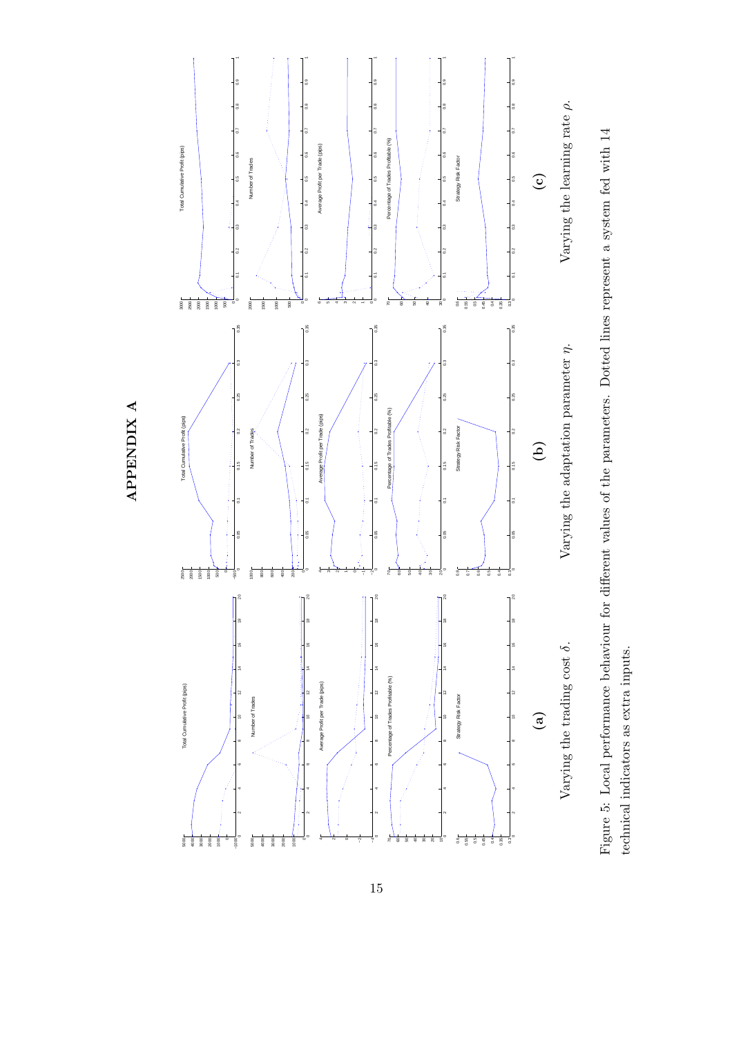# APPENDIX A

(a) Varying the trading cost $\delta$.

(b) Varying the adaptation parameter $\eta$.

(c) Varying the learning rate $\rho$.

Figure 5: Local performance behaviour for different values of the parameters. Dotted lines represent a system fed with 14 technical indicators as extra inputs.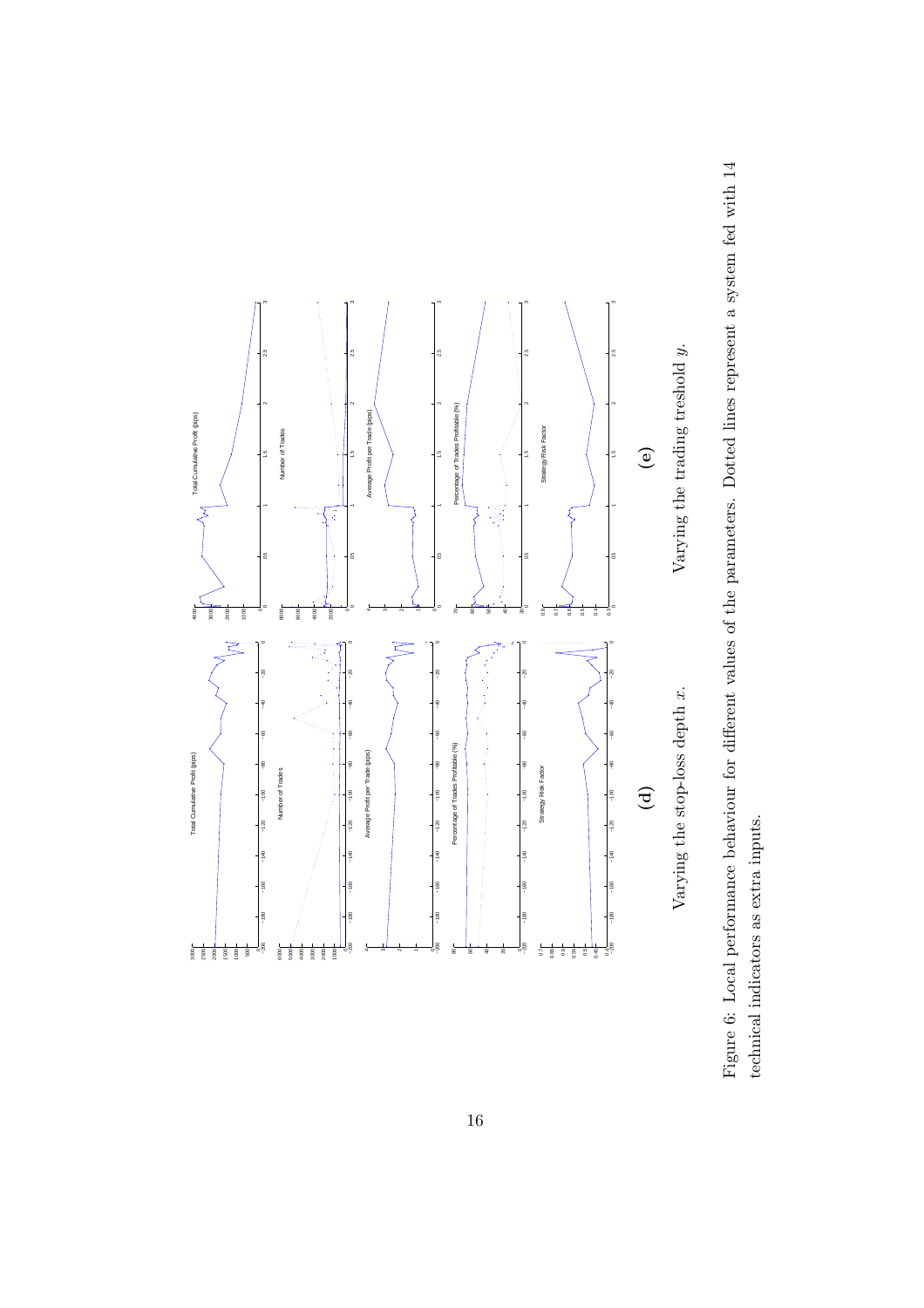**(d)**

Varying the stop-loss depth $x$.

**(e)**

Varying the trading treshold $y$.

Figure 6: Local performance behaviour for different values of the parameters. Dotted lines represent a system fed with 14 technical indicators as extra inputs.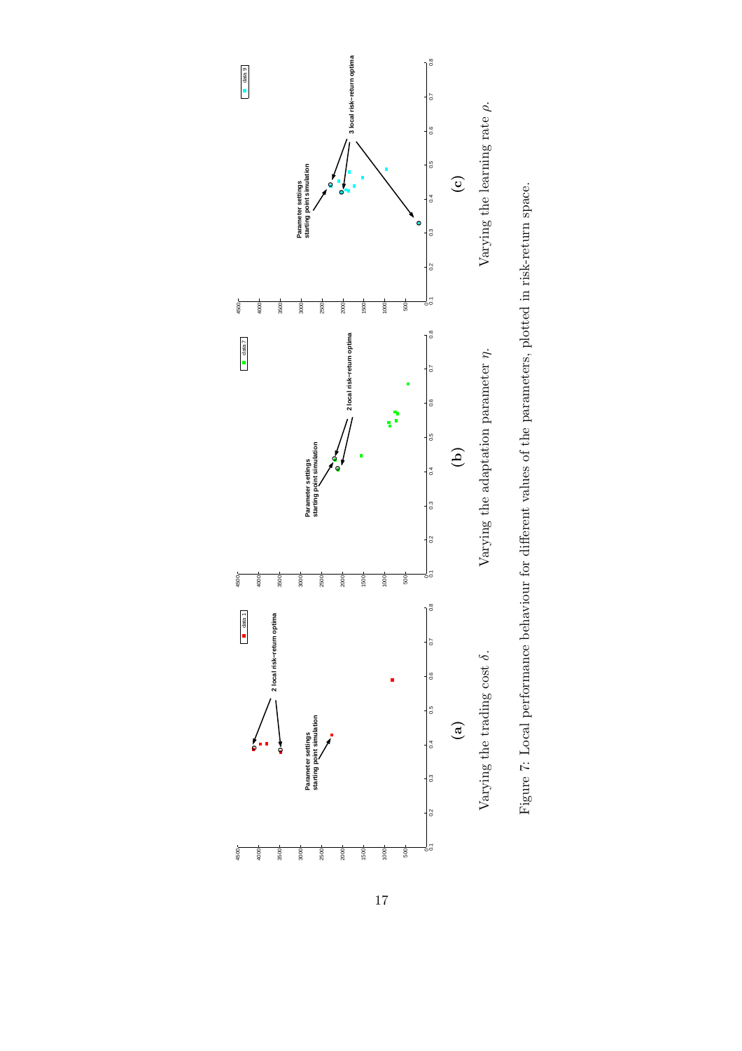(a) Varying the trading cost $\delta$.

(b) Varying the adaptation parameter $\eta$.

(c) Varying the learning rate $\rho$.

Figure 7: Local performance behaviour for different values of the parameters, plotted in risk-return space.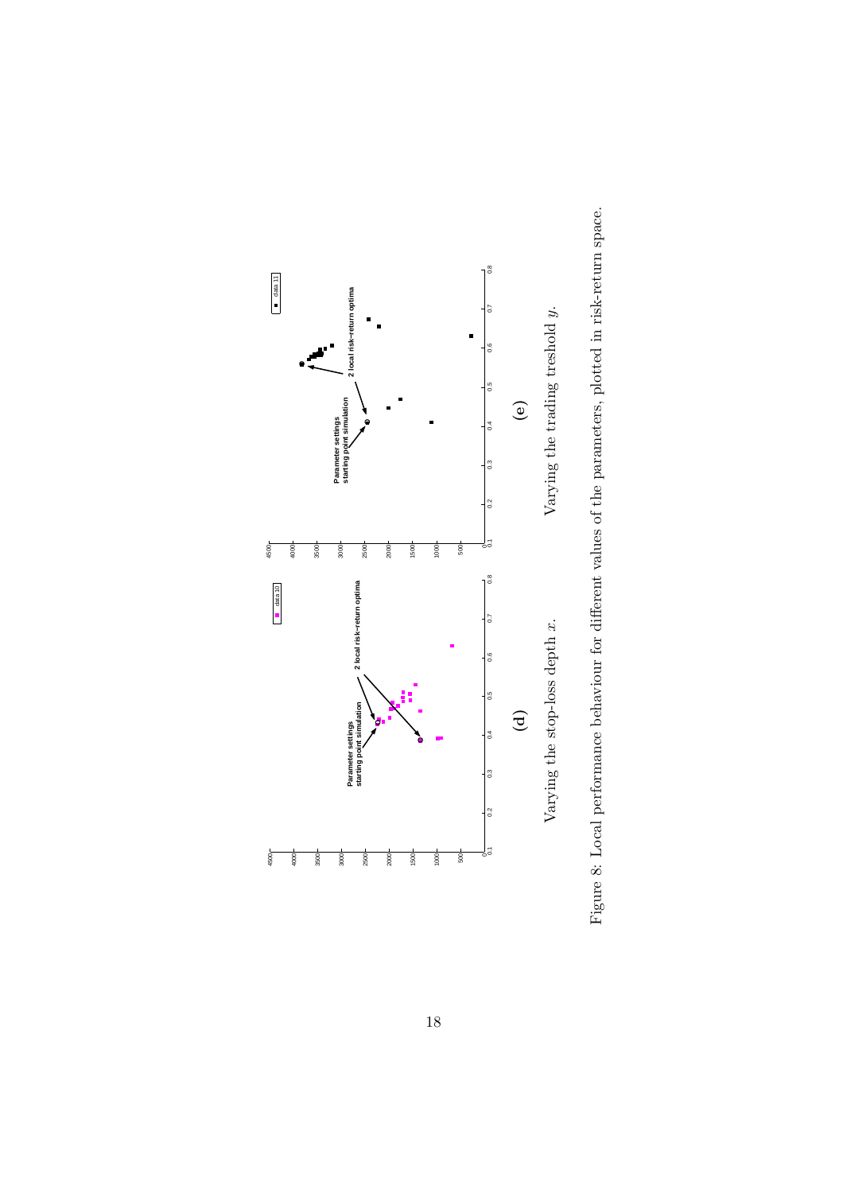(d)

Varying the stop-loss depth $x$.

(e)

Varying the trading treshold $y$.

Figure 8: Local performance behaviour for different values of the parameters, plotted in risk-return space.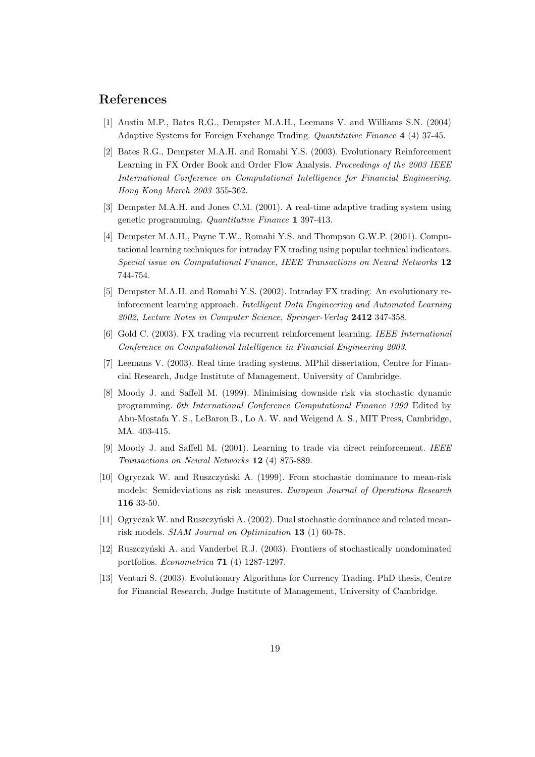# References

[1] Austin M.P., Bates R.G., Dempster M.A.H., Leemans V. and Williams S.N. (2004) Adaptive Systems for Foreign Exchange Trading. *Quantitative Finance* **4** (4) 37-45.

[2] Bates R.G., Dempster M.A.H. and Romahi Y.S. (2003). Evolutionary Reinforcement Learning in FX Order Book and Order Flow Analysis. *Proceedings of the 2003 IEEE International Conference on Computational Intelligence for Financial Engineering, Hong Kong March 2003* 355-362.

[3] Dempster M.A.H. and Jones C.M. (2001). A real-time adaptive trading system using genetic programming. *Quantitative Finance* **1** 397-413.

[4] Dempster M.A.H., Payne T.W., Romahi Y.S. and Thompson G.W.P. (2001). Computational learning techniques for intraday FX trading using popular technical indicators. *Special issue on Computational Finance, IEEE Transactions on Neural Networks* **12** 744-754.

[5] Dempster M.A.H. and Romahi Y.S. (2002). Intraday FX trading: An evolutionary reinforcement learning approach. *Intelligent Data Engineering and Automated Learning 2002, Lecture Notes in Computer Science, Springer-Verlag* **2412** 347-358.

[6] Gold C. (2003). FX trading via recurrent reinforcement learning. *IEEE International Conference on Computational Intelligence in Financial Engineering 2003*.

[7] Leemans V. (2003). Real time trading systems. MPhil dissertation, Centre for Financial Research, Judge Institute of Management, University of Cambridge.

[8] Moody J. and Saffell M. (1999). Minimising downside risk via stochastic dynamic programming. *6th International Conference Computational Finance 1999* Edited by Abu-Mostafa Y. S., LeBaron B., Lo A. W. and Weigend A. S., MIT Press, Cambridge, MA. 403-415.

[9] Moody J. and Saffell M. (2001). Learning to trade via direct reinforcement. *IEEE Transactions on Neural Networks* **12** (4) 875-889.

[10] Ogryczak W. and Ruszczyński A. (1999). From stochastic dominance to mean-risk models: Semideviations as risk measures. *European Journal of Operations Research* **116** 33-50.

[11] Ogryczak W. and Ruszczyński A. (2002). Dual stochastic dominance and related mean-risk models. *SIAM Journal on Optimization* **13** (1) 60-78.

[12] Ruszczyński A. and Vanderbei R.J. (2003). Frontiers of stochastically nondominated portfolios. *Econometrica* **71** (4) 1287-1297.

[13] Venturi S. (2003). Evolutionary Algorithms for Currency Trading. PhD thesis, Centre for Financial Research, Judge Institute of Management, University of Cambridge.